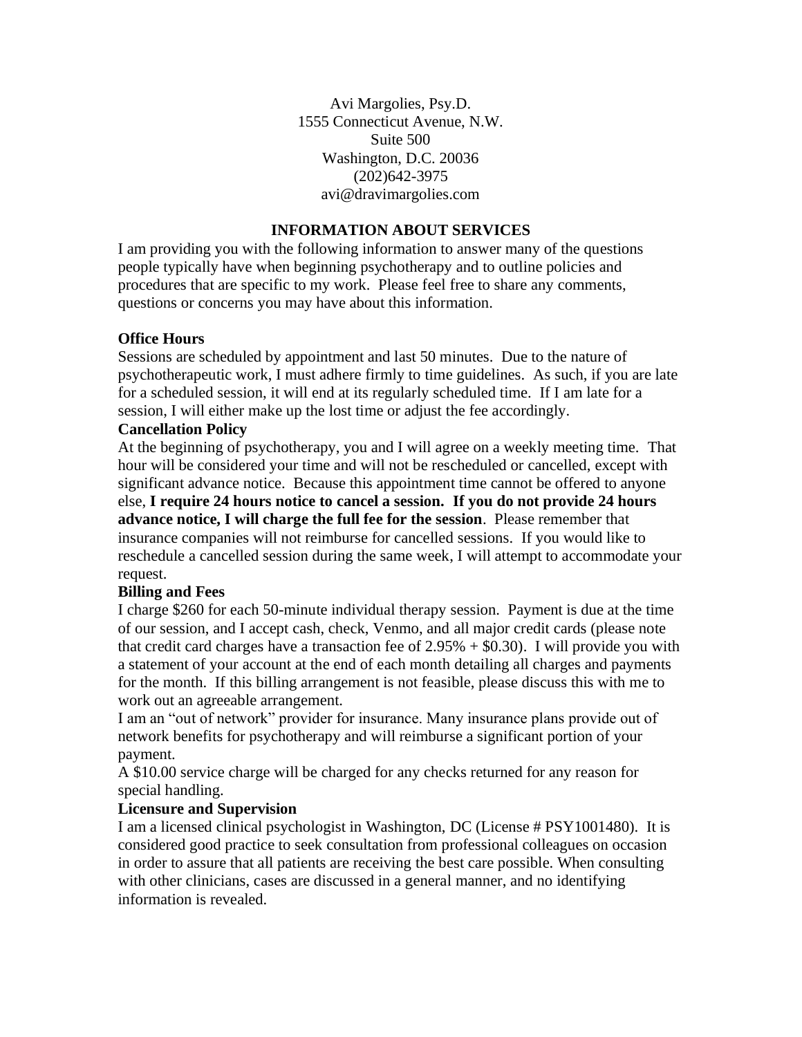Avi Margolies, Psy.D.
1555 Connecticut Avenue, N.W.
Suite 500
Washington, D.C. 20036
(202)642-3975
avi@dravimargolies.com

## INFORMATION ABOUT SERVICES

I am providing you with the following information to answer many of the questions people typically have when beginning psychotherapy and to outline policies and procedures that are specific to my work. Please feel free to share any comments, questions or concerns you may have about this information.

### Office Hours

Sessions are scheduled by appointment and last 50 minutes. Due to the nature of psychotherapeutic work, I must adhere firmly to time guidelines. As such, if you are late for a scheduled session, it will end at its regularly scheduled time. If I am late for a session, I will either make up the lost time or adjust the fee accordingly.

### Cancellation Policy

At the beginning of psychotherapy, you and I will agree on a weekly meeting time. That hour will be considered your time and will not be rescheduled or cancelled, except with significant advance notice. Because this appointment time cannot be offered to anyone else, **I require 24 hours notice to cancel a session. If you do not provide 24 hours advance notice, I will charge the full fee for the session**. Please remember that insurance companies will not reimburse for cancelled sessions. If you would like to reschedule a cancelled session during the same week, I will attempt to accommodate your request.

### Billing and Fees

I charge $260 for each 50-minute individual therapy session. Payment is due at the time of our session, and I accept cash, check, Venmo, and all major credit cards (please note that credit card charges have a transaction fee of 2.95% + $0.30). I will provide you with a statement of your account at the end of each month detailing all charges and payments for the month. If this billing arrangement is not feasible, please discuss this with me to work out an agreeable arrangement.

I am an "out of network" provider for insurance. Many insurance plans provide out of network benefits for psychotherapy and will reimburse a significant portion of your payment.

A $10.00 service charge will be charged for any checks returned for any reason for special handling.

### Licensure and Supervision

I am a licensed clinical psychologist in Washington, DC (License # PSY1001480). It is considered good practice to seek consultation from professional colleagues on occasion in order to assure that all patients are receiving the best care possible. When consulting with other clinicians, cases are discussed in a general manner, and no identifying information is revealed.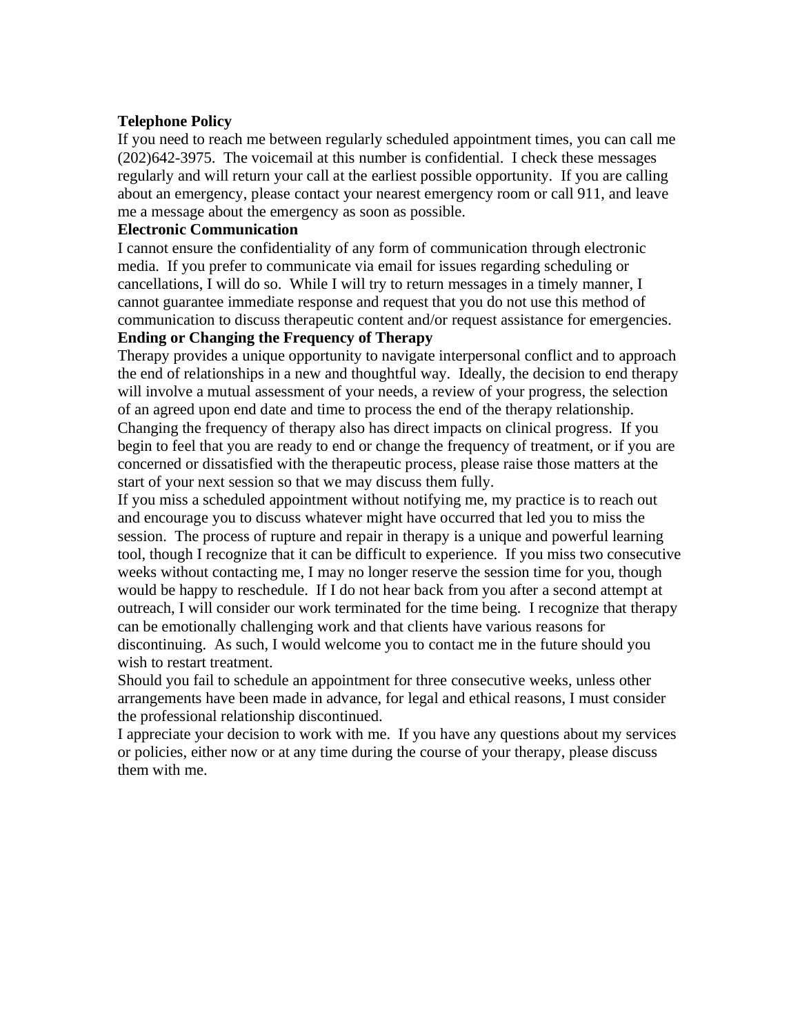**Telephone Policy**

If you need to reach me between regularly scheduled appointment times, you can call me (202)642-3975. The voicemail at this number is confidential. I check these messages regularly and will return your call at the earliest possible opportunity. If you are calling about an emergency, please contact your nearest emergency room or call 911, and leave me a message about the emergency as soon as possible.

**Electronic Communication**

I cannot ensure the confidentiality of any form of communication through electronic media. If you prefer to communicate via email for issues regarding scheduling or cancellations, I will do so. While I will try to return messages in a timely manner, I cannot guarantee immediate response and request that you do not use this method of communication to discuss therapeutic content and/or request assistance for emergencies.

**Ending or Changing the Frequency of Therapy**

Therapy provides a unique opportunity to navigate interpersonal conflict and to approach the end of relationships in a new and thoughtful way. Ideally, the decision to end therapy will involve a mutual assessment of your needs, a review of your progress, the selection of an agreed upon end date and time to process the end of the therapy relationship. Changing the frequency of therapy also has direct impacts on clinical progress. If you begin to feel that you are ready to end or change the frequency of treatment, or if you are concerned or dissatisfied with the therapeutic process, please raise those matters at the start of your next session so that we may discuss them fully.

If you miss a scheduled appointment without notifying me, my practice is to reach out and encourage you to discuss whatever might have occurred that led you to miss the session. The process of rupture and repair in therapy is a unique and powerful learning tool, though I recognize that it can be difficult to experience. If you miss two consecutive weeks without contacting me, I may no longer reserve the session time for you, though would be happy to reschedule. If I do not hear back from you after a second attempt at outreach, I will consider our work terminated for the time being. I recognize that therapy can be emotionally challenging work and that clients have various reasons for discontinuing. As such, I would welcome you to contact me in the future should you wish to restart treatment.

Should you fail to schedule an appointment for three consecutive weeks, unless other arrangements have been made in advance, for legal and ethical reasons, I must consider the professional relationship discontinued.

I appreciate your decision to work with me. If you have any questions about my services or policies, either now or at any time during the course of your therapy, please discuss them with me.